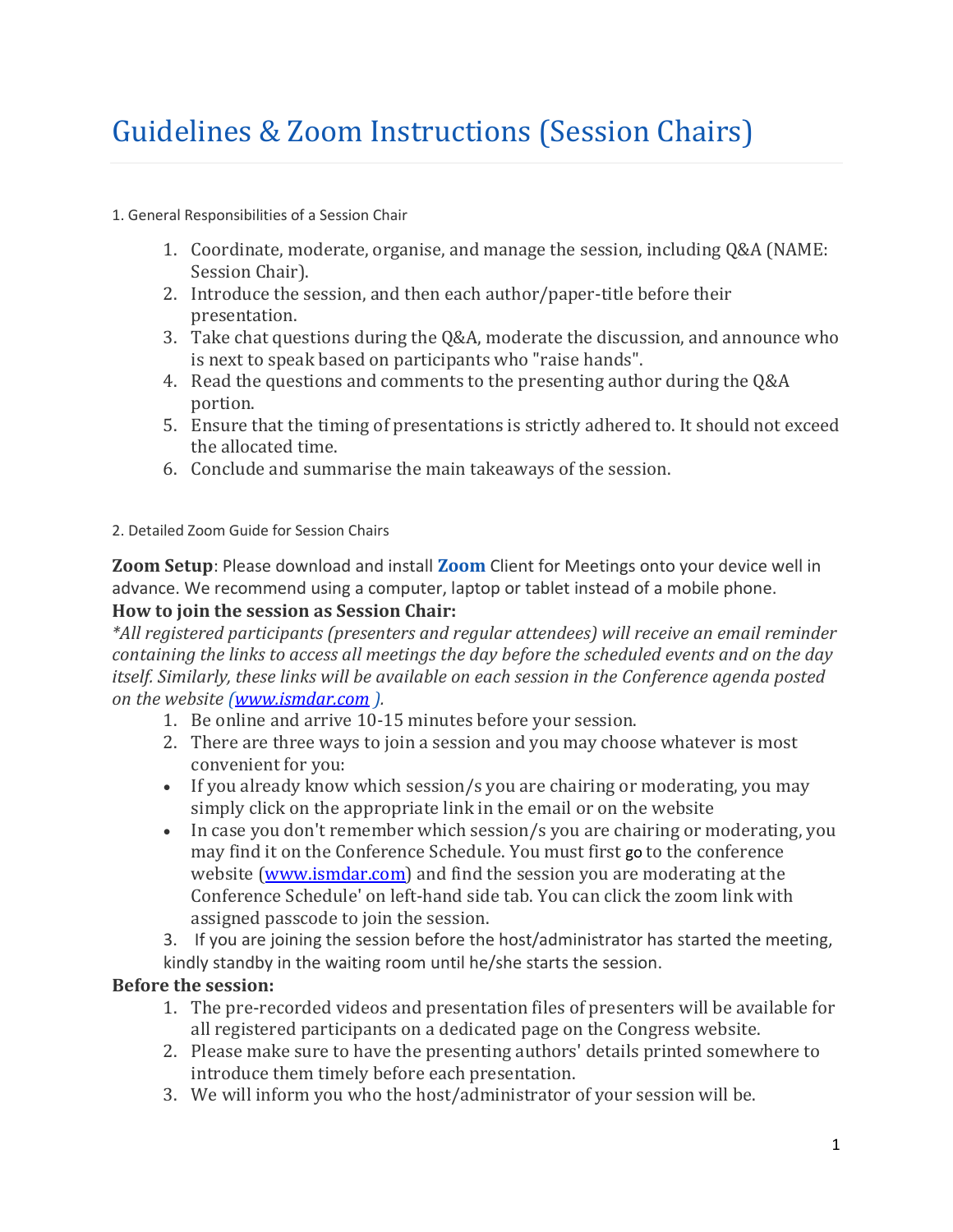# Guidelines & Zoom Instructions (Session Chairs)

1. General Responsibilities of a Session Chair

1. Coordinate, moderate, organise, and manage the session, including Q&A (NAME: Session Chair).
2. Introduce the session, and then each author/paper-title before their presentation.
3. Take chat questions during the Q&A, moderate the discussion, and announce who is next to speak based on participants who "raise hands".
4. Read the questions and comments to the presenting author during the Q&A portion.
5. Ensure that the timing of presentations is strictly adhered to. It should not exceed the allocated time.
6. Conclude and summarise the main takeaways of the session.

2. Detailed Zoom Guide for Session Chairs

**Zoom Setup**: Please download and install **Zoom** Client for Meetings onto your device well in advance. We recommend using a computer, laptop or tablet instead of a mobile phone.

**How to join the session as Session Chair:**

*\*All registered participants (presenters and regular attendees) will receive an email reminder containing the links to access all meetings the day before the scheduled events and on the day itself. Similarly, these links will be available on each session in the Conference agenda posted on the website ([www.ismdar.com](www.ismdar.com) ).*

1. Be online and arrive 10-15 minutes before your session.
2. There are three ways to join a session and you may choose whatever is most convenient for you:

- If you already know which session/s you are chairing or moderating, you may simply click on the appropriate link in the email or on the website
- In case you don't remember which session/s you are chairing or moderating, you may find it on the Conference Schedule. You must first go to the conference website ([www.ismdar.com](www.ismdar.com)) and find the session you are moderating at the Conference Schedule' on left-hand side tab. You can click the zoom link with assigned passcode to join the session.

3. If you are joining the session before the host/administrator has started the meeting, kindly standby in the waiting room until he/she starts the session.

**Before the session:**

1. The pre-recorded videos and presentation files of presenters will be available for all registered participants on a dedicated page on the Congress website.
2. Please make sure to have the presenting authors' details printed somewhere to introduce them timely before each presentation.
3. We will inform you who the host/administrator of your session will be.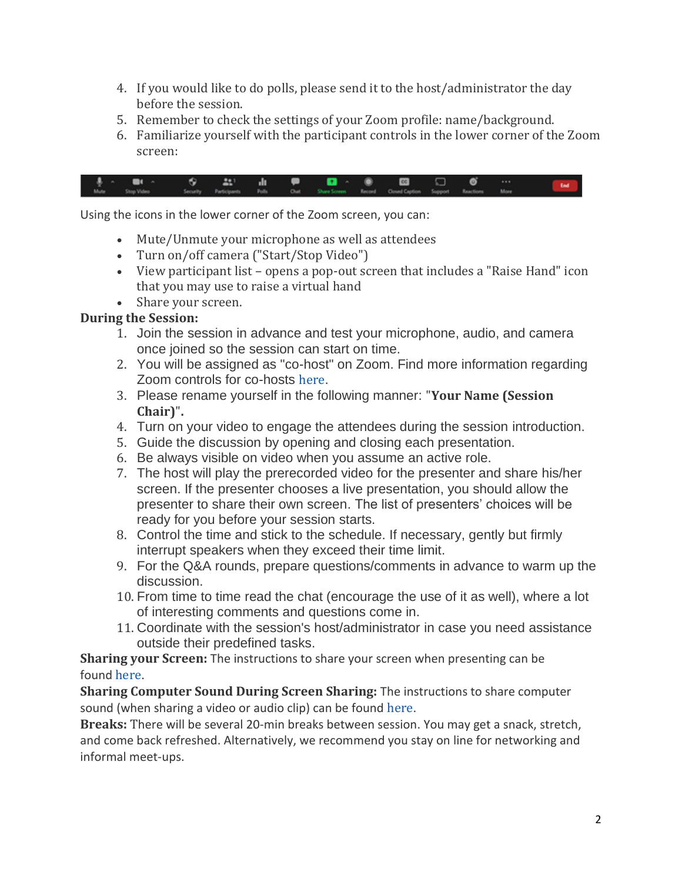4. If you would like to do polls, please send it to the host/administrator the day before the session.
5. Remember to check the settings of your Zoom profile: name/background.
6. Familiarize yourself with the participant controls in the lower corner of the Zoom screen:

Mute Stop Video Security Participants Polls Chat Share Screen Record Closed Caption Support Reactions More End

Using the icons in the lower corner of the Zoom screen, you can:

- Mute/Unmute your microphone as well as attendees
- Turn on/off camera ("Start/Stop Video")
- View participant list – opens a pop-out screen that includes a "Raise Hand" icon that you may use to raise a virtual hand
- Share your screen.

**During the Session:**

1. Join the session in advance and test your microphone, audio, and camera once joined so the session can start on time.
2. You will be assigned as "co-host" on Zoom. Find more information regarding Zoom controls for co-hosts here.
3. Please rename yourself in the following manner: "**Your Name (Session Chair)**".
4. Turn on your video to engage the attendees during the session introduction.
5. Guide the discussion by opening and closing each presentation.
6. Be always visible on video when you assume an active role.
7. The host will play the prerecorded video for the presenter and share his/her screen. If the presenter chooses a live presentation, you should allow the presenter to share their own screen. The list of presenters' choices will be ready for you before your session starts.
8. Control the time and stick to the schedule. If necessary, gently but firmly interrupt speakers when they exceed their time limit.
9. For the Q&A rounds, prepare questions/comments in advance to warm up the discussion.
10. From time to time read the chat (encourage the use of it as well), where a lot of interesting comments and questions come in.
11. Coordinate with the session's host/administrator in case you need assistance outside their predefined tasks.

**Sharing your Screen:** The instructions to share your screen when presenting can be found here.

**Sharing Computer Sound During Screen Sharing:** The instructions to share computer sound (when sharing a video or audio clip) can be found here.

**Breaks:** There will be several 20-min breaks between session. You may get a snack, stretch, and come back refreshed. Alternatively, we recommend you stay on line for networking and informal meet-ups.